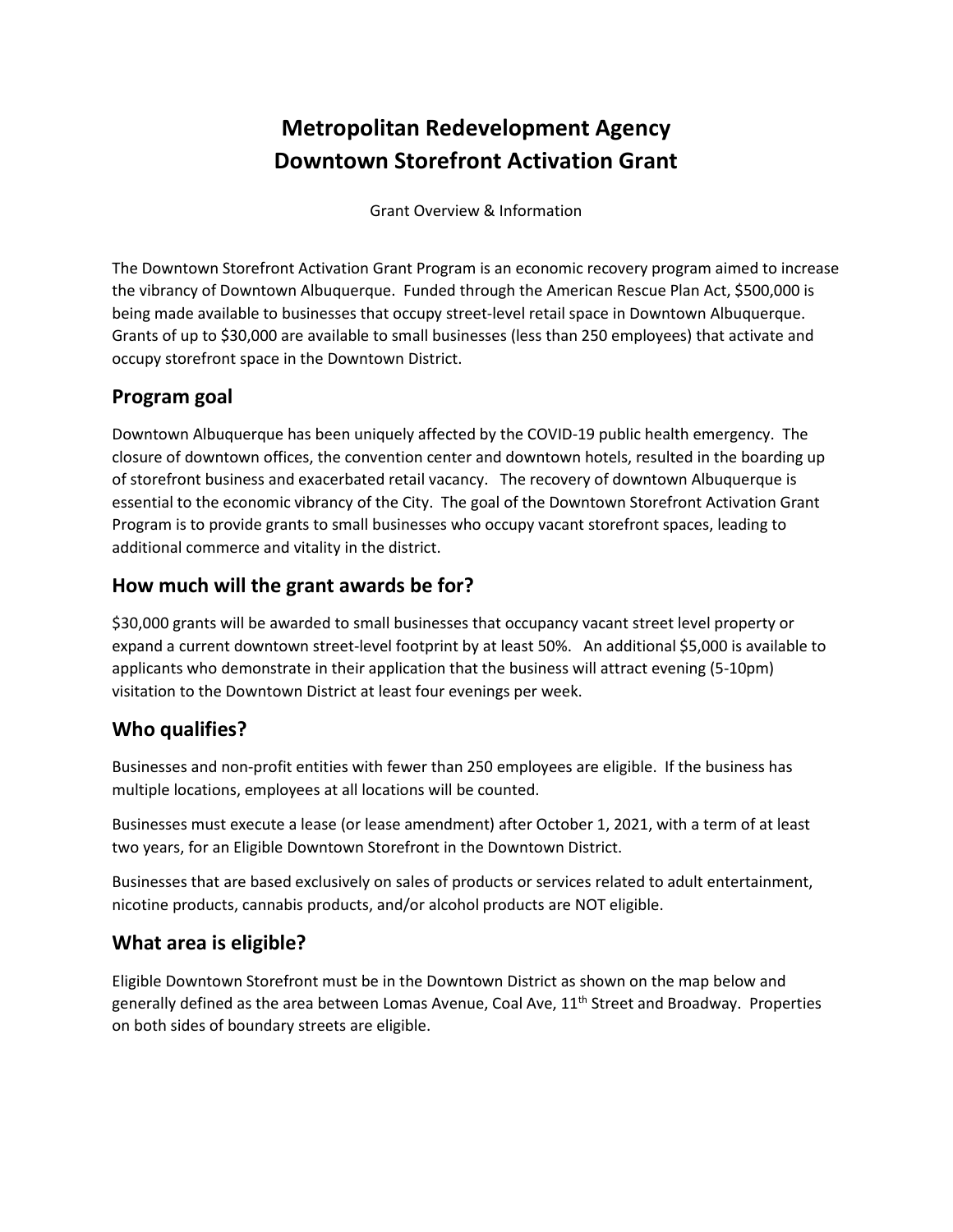# Metropolitan Redevelopment Agency
# Downtown Storefront Activation Grant

Grant Overview & Information

The Downtown Storefront Activation Grant Program is an economic recovery program aimed to increase the vibrancy of Downtown Albuquerque. Funded through the American Rescue Plan Act, $500,000 is being made available to businesses that occupy street-level retail space in Downtown Albuquerque. Grants of up to $30,000 are available to small businesses (less than 250 employees) that activate and occupy storefront space in the Downtown District.

## Program goal

Downtown Albuquerque has been uniquely affected by the COVID-19 public health emergency. The closure of downtown offices, the convention center and downtown hotels, resulted in the boarding up of storefront business and exacerbated retail vacancy. The recovery of downtown Albuquerque is essential to the economic vibrancy of the City. The goal of the Downtown Storefront Activation Grant Program is to provide grants to small businesses who occupy vacant storefront spaces, leading to additional commerce and vitality in the district.

## How much will the grant awards be for?

$30,000 grants will be awarded to small businesses that occupancy vacant street level property or expand a current downtown street-level footprint by at least 50%. An additional $5,000 is available to applicants who demonstrate in their application that the business will attract evening (5-10pm) visitation to the Downtown District at least four evenings per week.

## Who qualifies?

Businesses and non-profit entities with fewer than 250 employees are eligible. If the business has multiple locations, employees at all locations will be counted.

Businesses must execute a lease (or lease amendment) after October 1, 2021, with a term of at least two years, for an Eligible Downtown Storefront in the Downtown District.

Businesses that are based exclusively on sales of products or services related to adult entertainment, nicotine products, cannabis products, and/or alcohol products are NOT eligible.

## What area is eligible?

Eligible Downtown Storefront must be in the Downtown District as shown on the map below and generally defined as the area between Lomas Avenue, Coal Ave, 11th Street and Broadway. Properties on both sides of boundary streets are eligible.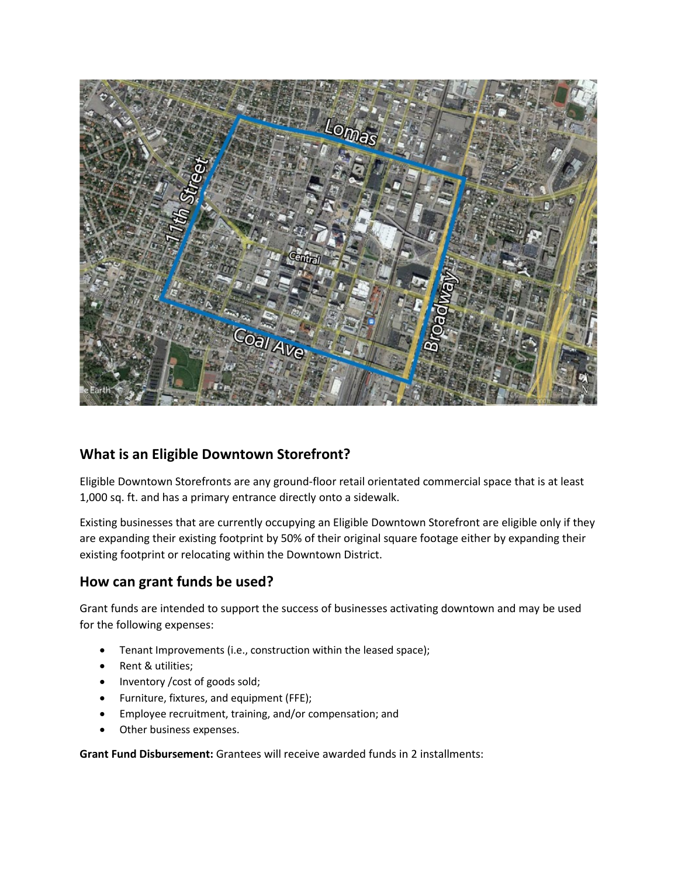## What is an Eligible Downtown Storefront?

Eligible Downtown Storefronts are any ground-floor retail orientated commercial space that is at least 1,000 sq. ft. and has a primary entrance directly onto a sidewalk.

Existing businesses that are currently occupying an Eligible Downtown Storefront are eligible only if they are expanding their existing footprint by 50% of their original square footage either by expanding their existing footprint or relocating within the Downtown District.

## How can grant funds be used?

Grant funds are intended to support the success of businesses activating downtown and may be used for the following expenses:

- Tenant Improvements (i.e., construction within the leased space);
- Rent & utilities;
- Inventory /cost of goods sold;
- Furniture, fixtures, and equipment (FFE);
- Employee recruitment, training, and/or compensation; and
- Other business expenses.

**Grant Fund Disbursement:** Grantees will receive awarded funds in 2 installments: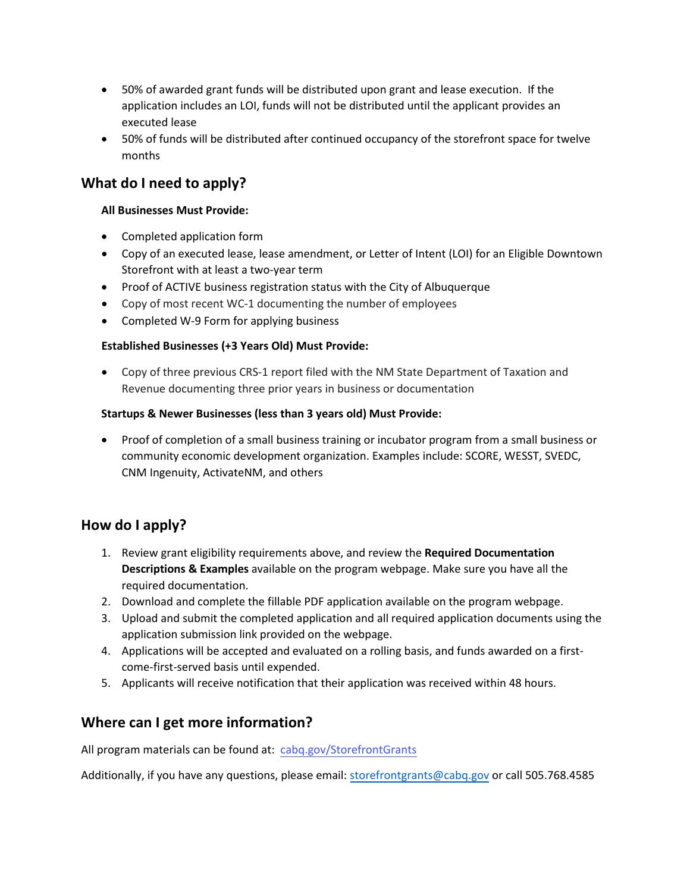- 50% of awarded grant funds will be distributed upon grant and lease execution. If the application includes an LOI, funds will not be distributed until the applicant provides an executed lease
- 50% of funds will be distributed after continued occupancy of the storefront space for twelve months

## What do I need to apply?

**All Businesses Must Provide:**

- Completed application form
- Copy of an executed lease, lease amendment, or Letter of Intent (LOI) for an Eligible Downtown Storefront with at least a two-year term
- Proof of ACTIVE business registration status with the City of Albuquerque
- Copy of most recent WC-1 documenting the number of employees
- Completed W-9 Form for applying business

**Established Businesses (+3 Years Old) Must Provide:**

- Copy of three previous CRS-1 report filed with the NM State Department of Taxation and Revenue documenting three prior years in business or documentation

**Startups & Newer Businesses (less than 3 years old) Must Provide:**

- Proof of completion of a small business training or incubator program from a small business or community economic development organization. Examples include: SCORE, WESST, SVEDC, CNM Ingenuity, ActivateNM, and others

## How do I apply?

1. Review grant eligibility requirements above, and review the **Required Documentation Descriptions & Examples** available on the program webpage. Make sure you have all the required documentation.
2. Download and complete the fillable PDF application available on the program webpage.
3. Upload and submit the completed application and all required application documents using the application submission link provided on the webpage.
4. Applications will be accepted and evaluated on a rolling basis, and funds awarded on a first-come-first-served basis until expended.
5. Applicants will receive notification that their application was received within 48 hours.

## Where can I get more information?

All program materials can be found at: [cabq.gov/StorefrontGrants](cabq.gov/StorefrontGrants)

Additionally, if you have any questions, please email: [storefrontgrants@cabq.gov](mailto:storefrontgrants@cabq.gov) or call 505.768.4585